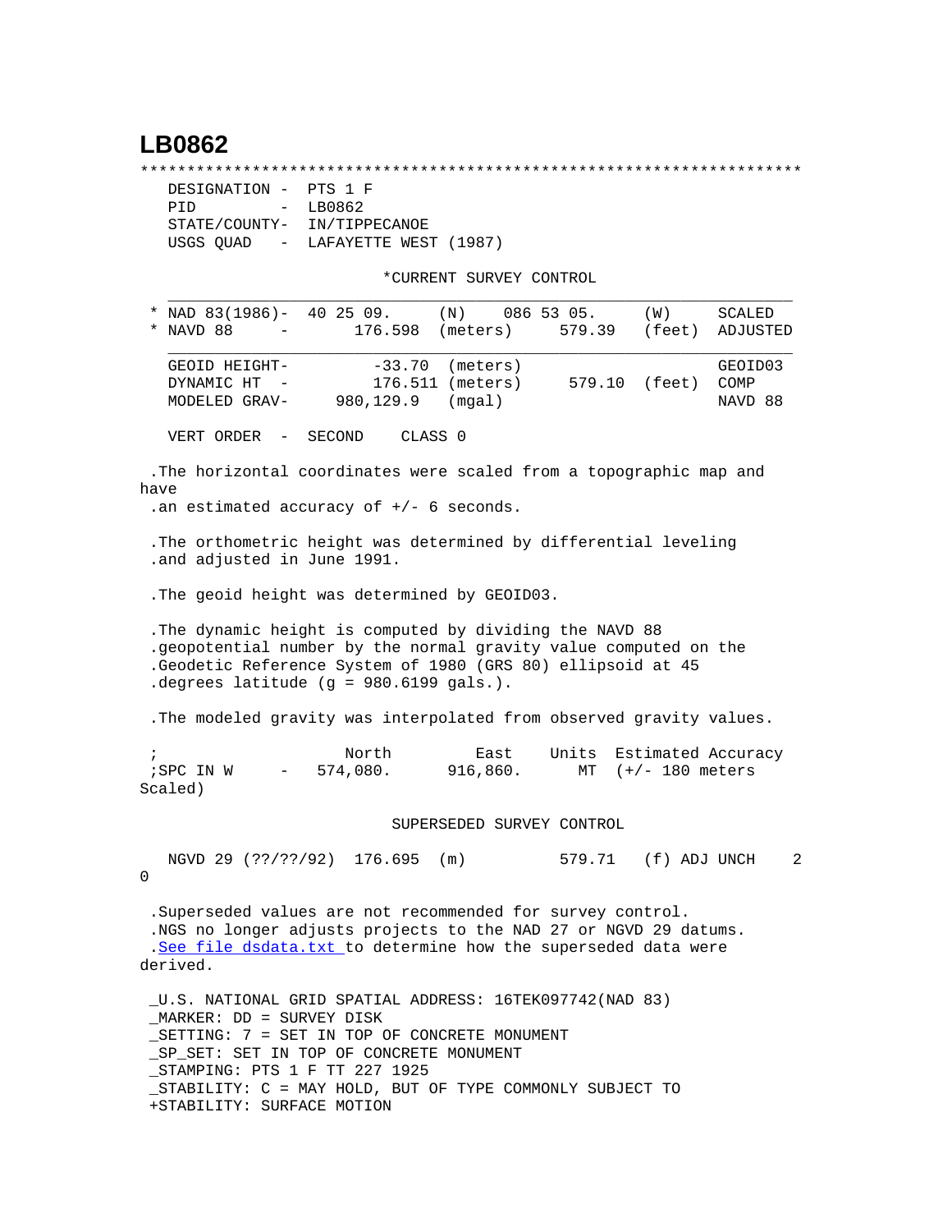# LB0862

```
***********************************************************************
   DESIGNATION -  PTS 1 F
   PID         -  LB0862
   STATE/COUNTY-  IN/TIPPECANOE
   USGS QUAD   -  LAFAYETTE WEST (1987)

                         *CURRENT SURVEY CONTROL
   ___________________________________________________________________
 * NAD 83(1986)-  40 25 09.     (N)    086 53 05.     (W)     SCALED
 * NAVD 88     -       176.598  (meters)     579.39   (feet)  ADJUSTED
   ___________________________________________________________________
   GEOID HEIGHT-        -33.70  (meters)                      GEOID03
   DYNAMIC HT  -       176.511 (meters)      579.10  (feet)  COMP
   MODELED GRAV-     980,129.9  (mgal)                        NAVD 88

   VERT ORDER  -  SECOND    CLASS 0

 .The horizontal coordinates were scaled from a topographic map and
have
 .an estimated accuracy of +/- 6 seconds.

 .The orthometric height was determined by differential leveling
 .and adjusted in June 1991.

 .The geoid height was determined by GEOID03.

 .The dynamic height is computed by dividing the NAVD 88
 .geopotential number by the normal gravity value computed on the
 .Geodetic Reference System of 1980 (GRS 80) ellipsoid at 45
 .degrees latitude (g = 980.6199 gals.).

 .The modeled gravity was interpolated from observed gravity values.

 ;                    North         East     Units  Estimated Accuracy
 ;SPC IN W     -   574,080.      916,860.      MT  (+/- 180 meters
Scaled)

                          SUPERSEDED SURVEY CONTROL

   NGVD 29 (??/??/92)  176.695  (m)          579.71   (f) ADJ UNCH    2
0

 .Superseded values are not recommended for survey control.
 .NGS no longer adjusts projects to the NAD 27 or NGVD 29 datums.
 .See file dsdata.txt to determine how the superseded data were
derived.

 _U.S. NATIONAL GRID SPATIAL ADDRESS: 16TEK097742(NAD 83)
 _MARKER: DD = SURVEY DISK
 _SETTING: 7 = SET IN TOP OF CONCRETE MONUMENT
 _SP_SET: SET IN TOP OF CONCRETE MONUMENT
 _STAMPING: PTS 1 F TT 227 1925
 _STABILITY: C = MAY HOLD, BUT OF TYPE COMMONLY SUBJECT TO
 +STABILITY: SURFACE MOTION
```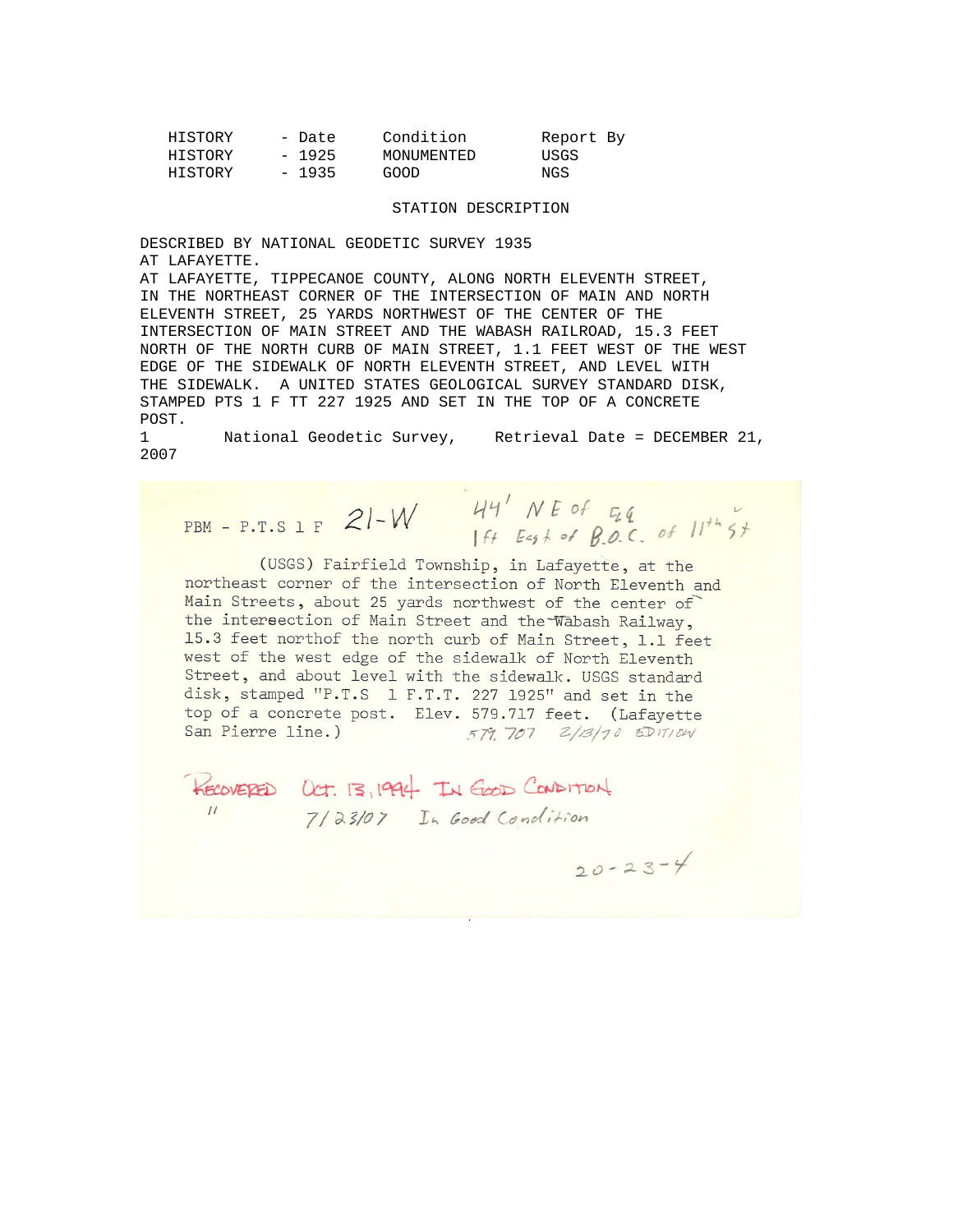| HISTORY | - Date | Condition | Report By |
| --- | --- | --- | --- |
| HISTORY | - 1925 | MONUMENTED | USGS |
| HISTORY | - 1935 | GOOD | NGS |

STATION DESCRIPTION

DESCRIBED BY NATIONAL GEODETIC SURVEY 1935
AT LAFAYETTE.
AT LAFAYETTE, TIPPECANOE COUNTY, ALONG NORTH ELEVENTH STREET, IN THE NORTHEAST CORNER OF THE INTERSECTION OF MAIN AND NORTH ELEVENTH STREET, 25 YARDS NORTHWEST OF THE CENTER OF THE INTERSECTION OF MAIN STREET AND THE WABASH RAILROAD, 15.3 FEET NORTH OF THE NORTH CURB OF MAIN STREET, 1.1 FEET WEST OF THE WEST EDGE OF THE SIDEWALK OF NORTH ELEVENTH STREET, AND LEVEL WITH THE SIDEWALK. A UNITED STATES GEOLOGICAL SURVEY STANDARD DISK, STAMPED PTS 1 F TT 227 1925 AND SET IN THE TOP OF A CONCRETE POST.

1 National Geodetic Survey, Retrieval Date = DECEMBER 21, 2007

PBM - P.T.S 1 F 21-W 44' NE of ££ 1 ft East of B.O.C. of 11th st

(USGS) Fairfield Township, in Lafayette, at the northeast corner of the intersection of North Eleventh and Main Streets, about 25 yards northwest of the center of the intersection of Main Street and the Wabash Railway, 15.3 feet northof the north curb of Main Street, 1.1 feet west of the west edge of the sidewalk of North Eleventh Street, and about level with the sidewalk. USGS standard disk, stamped "P.T.S 1 F.T.T. 227 1925" and set in the top of a concrete post. Elev. 579.717 feet. (Lafayette San Pierre line.) 579.707 2/13/70 EDITION

RECOVERED OCT. 13, 1994 IN GOOD CONDITION
" 7/23/07 In Good Condition

20-23-4